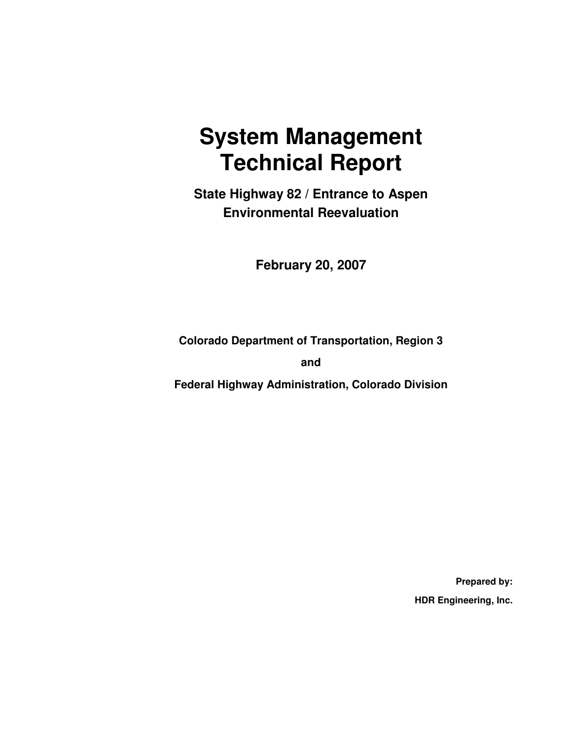# System Management Technical Report

## State Highway 82 / Entrance to Aspen Environmental Reevaluation

**February 20, 2007**

**Colorado Department of Transportation, Region 3**

**and**

**Federal Highway Administration, Colorado Division**

**Prepared by:**

**HDR Engineering, Inc.**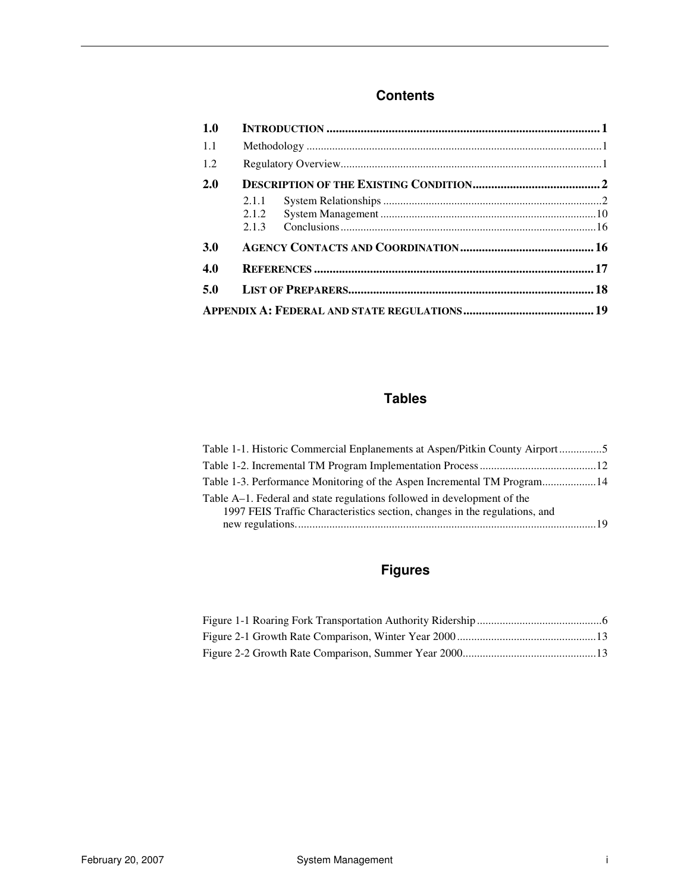## Contents

**1.0 INTRODUCTION ........................................................................................ 1**

1.1 Methodology ........................................................................................ 1

1.2 Regulatory Overview........................................................................................ 1

**2.0 DESCRIPTION OF THE EXISTING CONDITION......................................... 2**

2.1.1 System Relationships ........................................................................... 2

2.1.2 System Management ........................................................................... 10

2.1.3 Conclusions......................................................................................... 16

**3.0 AGENCY CONTACTS AND COORDINATION ........................................... 16**

**4.0 REFERENCES ........................................................................................ 17**

**5.0 LIST OF PREPARERS.............................................................................. 18**

**APPENDIX A: FEDERAL AND STATE REGULATIONS .......................................... 19**

## Tables

Table 1-1. Historic Commercial Enplanements at Aspen/Pitkin County Airport ............... 5

Table 1-2. Incremental TM Program Implementation Process ......................................... 12

Table 1-3. Performance Monitoring of the Aspen Incremental TM Program.................. 14

Table A–1. Federal and state regulations followed in development of the 1997 FEIS Traffic Characteristics section, changes in the regulations, and new regulations......................................................................................................... 19

## Figures

Figure 1-1 Roaring Fork Transportation Authority Ridership ............................................ 6

Figure 2-1 Growth Rate Comparison, Winter Year 2000 ................................................. 13

Figure 2-2 Growth Rate Comparison, Summer Year 2000............................................... 13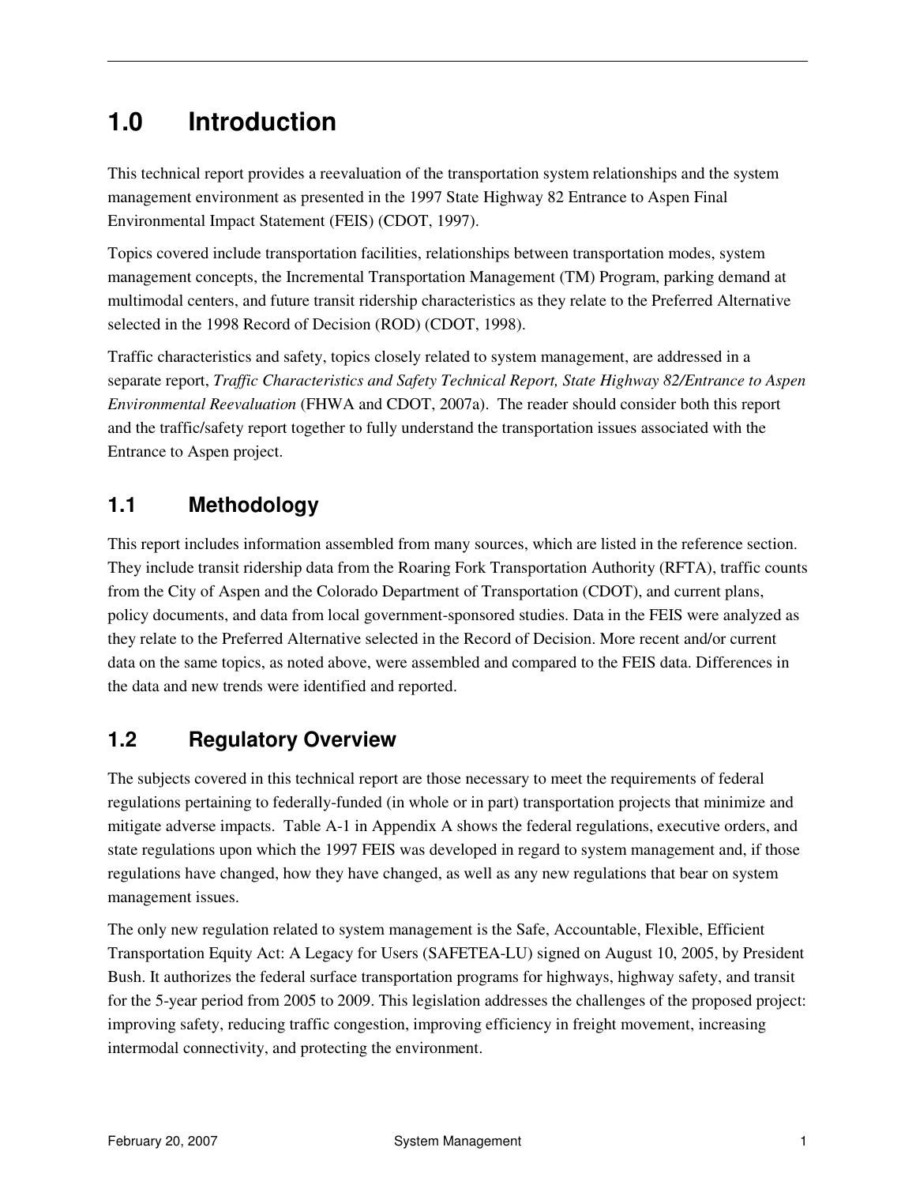# 1.0 Introduction

This technical report provides a reevaluation of the transportation system relationships and the system management environment as presented in the 1997 State Highway 82 Entrance to Aspen Final Environmental Impact Statement (FEIS) (CDOT, 1997).

Topics covered include transportation facilities, relationships between transportation modes, system management concepts, the Incremental Transportation Management (TM) Program, parking demand at multimodal centers, and future transit ridership characteristics as they relate to the Preferred Alternative selected in the 1998 Record of Decision (ROD) (CDOT, 1998).

Traffic characteristics and safety, topics closely related to system management, are addressed in a separate report, *Traffic Characteristics and Safety Technical Report, State Highway 82/Entrance to Aspen Environmental Reevaluation* (FHWA and CDOT, 2007a). The reader should consider both this report and the traffic/safety report together to fully understand the transportation issues associated with the Entrance to Aspen project.

## 1.1 Methodology

This report includes information assembled from many sources, which are listed in the reference section. They include transit ridership data from the Roaring Fork Transportation Authority (RFTA), traffic counts from the City of Aspen and the Colorado Department of Transportation (CDOT), and current plans, policy documents, and data from local government-sponsored studies. Data in the FEIS were analyzed as they relate to the Preferred Alternative selected in the Record of Decision. More recent and/or current data on the same topics, as noted above, were assembled and compared to the FEIS data. Differences in the data and new trends were identified and reported.

## 1.2 Regulatory Overview

The subjects covered in this technical report are those necessary to meet the requirements of federal regulations pertaining to federally-funded (in whole or in part) transportation projects that minimize and mitigate adverse impacts. Table A-1 in Appendix A shows the federal regulations, executive orders, and state regulations upon which the 1997 FEIS was developed in regard to system management and, if those regulations have changed, how they have changed, as well as any new regulations that bear on system management issues.

The only new regulation related to system management is the Safe, Accountable, Flexible, Efficient Transportation Equity Act: A Legacy for Users (SAFETEA-LU) signed on August 10, 2005, by President Bush. It authorizes the federal surface transportation programs for highways, highway safety, and transit for the 5-year period from 2005 to 2009. This legislation addresses the challenges of the proposed project: improving safety, reducing traffic congestion, improving efficiency in freight movement, increasing intermodal connectivity, and protecting the environment.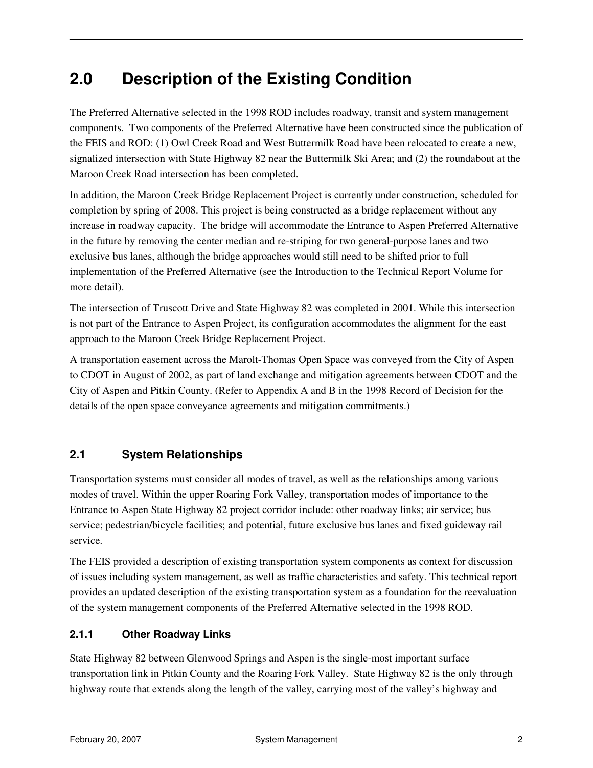# 2.0 Description of the Existing Condition

The Preferred Alternative selected in the 1998 ROD includes roadway, transit and system management components. Two components of the Preferred Alternative have been constructed since the publication of the FEIS and ROD: (1) Owl Creek Road and West Buttermilk Road have been relocated to create a new, signalized intersection with State Highway 82 near the Buttermilk Ski Area; and (2) the roundabout at the Maroon Creek Road intersection has been completed.

In addition, the Maroon Creek Bridge Replacement Project is currently under construction, scheduled for completion by spring of 2008. This project is being constructed as a bridge replacement without any increase in roadway capacity. The bridge will accommodate the Entrance to Aspen Preferred Alternative in the future by removing the center median and re-striping for two general-purpose lanes and two exclusive bus lanes, although the bridge approaches would still need to be shifted prior to full implementation of the Preferred Alternative (see the Introduction to the Technical Report Volume for more detail).

The intersection of Truscott Drive and State Highway 82 was completed in 2001. While this intersection is not part of the Entrance to Aspen Project, its configuration accommodates the alignment for the east approach to the Maroon Creek Bridge Replacement Project.

A transportation easement across the Marolt-Thomas Open Space was conveyed from the City of Aspen to CDOT in August of 2002, as part of land exchange and mitigation agreements between CDOT and the City of Aspen and Pitkin County. (Refer to Appendix A and B in the 1998 Record of Decision for the details of the open space conveyance agreements and mitigation commitments.)

## 2.1 System Relationships

Transportation systems must consider all modes of travel, as well as the relationships among various modes of travel. Within the upper Roaring Fork Valley, transportation modes of importance to the Entrance to Aspen State Highway 82 project corridor include: other roadway links; air service; bus service; pedestrian/bicycle facilities; and potential, future exclusive bus lanes and fixed guideway rail service.

The FEIS provided a description of existing transportation system components as context for discussion of issues including system management, as well as traffic characteristics and safety. This technical report provides an updated description of the existing transportation system as a foundation for the reevaluation of the system management components of the Preferred Alternative selected in the 1998 ROD.

### 2.1.1 Other Roadway Links

State Highway 82 between Glenwood Springs and Aspen is the single-most important surface transportation link in Pitkin County and the Roaring Fork Valley. State Highway 82 is the only through highway route that extends along the length of the valley, carrying most of the valley's highway and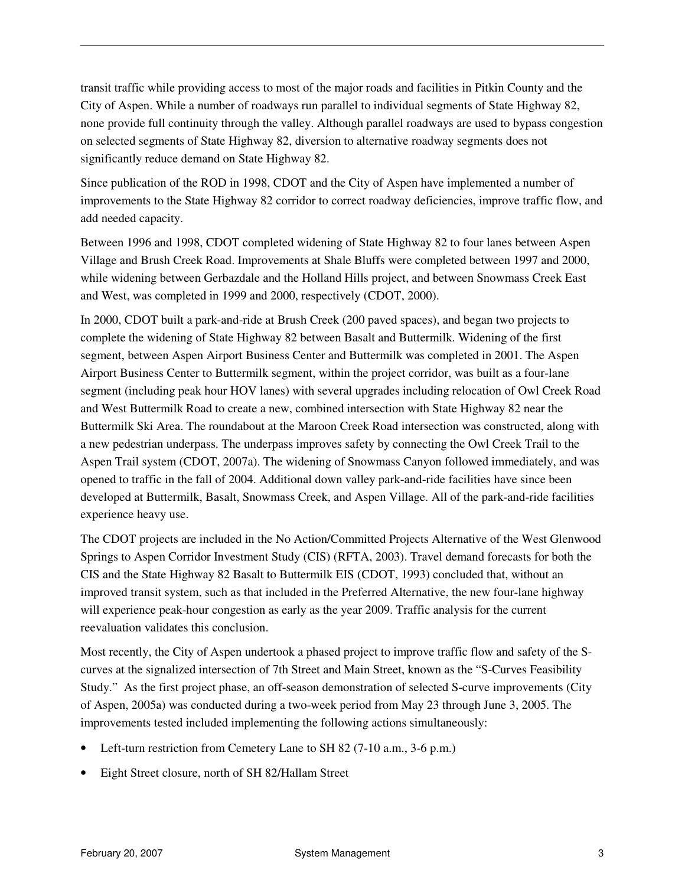transit traffic while providing access to most of the major roads and facilities in Pitkin County and the City of Aspen. While a number of roadways run parallel to individual segments of State Highway 82, none provide full continuity through the valley. Although parallel roadways are used to bypass congestion on selected segments of State Highway 82, diversion to alternative roadway segments does not significantly reduce demand on State Highway 82.

Since publication of the ROD in 1998, CDOT and the City of Aspen have implemented a number of improvements to the State Highway 82 corridor to correct roadway deficiencies, improve traffic flow, and add needed capacity.

Between 1996 and 1998, CDOT completed widening of State Highway 82 to four lanes between Aspen Village and Brush Creek Road. Improvements at Shale Bluffs were completed between 1997 and 2000, while widening between Gerbazdale and the Holland Hills project, and between Snowmass Creek East and West, was completed in 1999 and 2000, respectively (CDOT, 2000).

In 2000, CDOT built a park-and-ride at Brush Creek (200 paved spaces), and began two projects to complete the widening of State Highway 82 between Basalt and Buttermilk. Widening of the first segment, between Aspen Airport Business Center and Buttermilk was completed in 2001. The Aspen Airport Business Center to Buttermilk segment, within the project corridor, was built as a four-lane segment (including peak hour HOV lanes) with several upgrades including relocation of Owl Creek Road and West Buttermilk Road to create a new, combined intersection with State Highway 82 near the Buttermilk Ski Area. The roundabout at the Maroon Creek Road intersection was constructed, along with a new pedestrian underpass. The underpass improves safety by connecting the Owl Creek Trail to the Aspen Trail system (CDOT, 2007a). The widening of Snowmass Canyon followed immediately, and was opened to traffic in the fall of 2004. Additional down valley park-and-ride facilities have since been developed at Buttermilk, Basalt, Snowmass Creek, and Aspen Village. All of the park-and-ride facilities experience heavy use.

The CDOT projects are included in the No Action/Committed Projects Alternative of the West Glenwood Springs to Aspen Corridor Investment Study (CIS) (RFTA, 2003). Travel demand forecasts for both the CIS and the State Highway 82 Basalt to Buttermilk EIS (CDOT, 1993) concluded that, without an improved transit system, such as that included in the Preferred Alternative, the new four-lane highway will experience peak-hour congestion as early as the year 2009. Traffic analysis for the current reevaluation validates this conclusion.

Most recently, the City of Aspen undertook a phased project to improve traffic flow and safety of the S-curves at the signalized intersection of 7th Street and Main Street, known as the "S-Curves Feasibility Study." As the first project phase, an off-season demonstration of selected S-curve improvements (City of Aspen, 2005a) was conducted during a two-week period from May 23 through June 3, 2005. The improvements tested included implementing the following actions simultaneously:

- Left-turn restriction from Cemetery Lane to SH 82 (7-10 a.m., 3-6 p.m.)
- Eight Street closure, north of SH 82/Hallam Street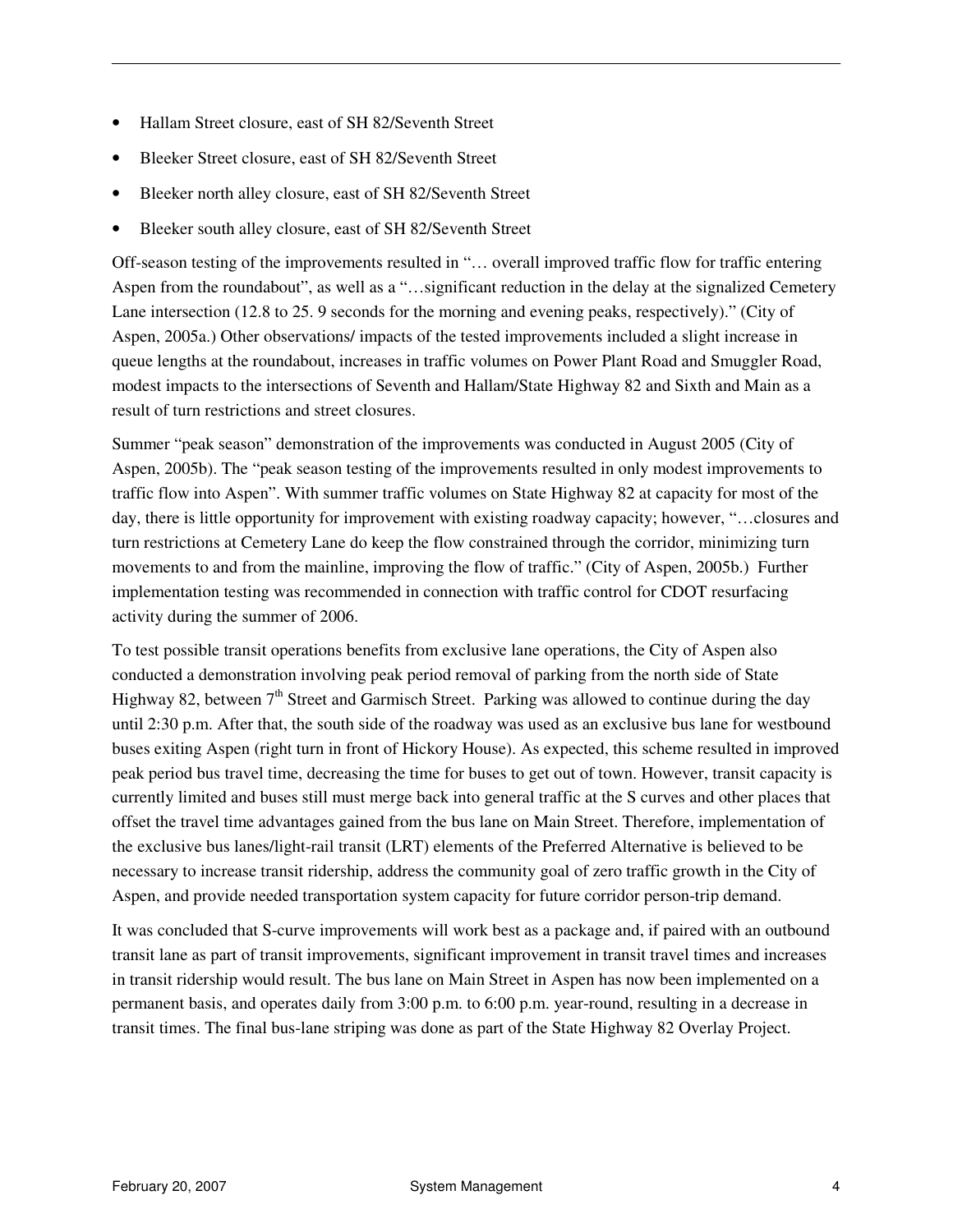- Hallam Street closure, east of SH 82/Seventh Street
- Bleeker Street closure, east of SH 82/Seventh Street
- Bleeker north alley closure, east of SH 82/Seventh Street
- Bleeker south alley closure, east of SH 82/Seventh Street

Off-season testing of the improvements resulted in "… overall improved traffic flow for traffic entering Aspen from the roundabout", as well as a "…significant reduction in the delay at the signalized Cemetery Lane intersection (12.8 to 25. 9 seconds for the morning and evening peaks, respectively)." (City of Aspen, 2005a.) Other observations/ impacts of the tested improvements included a slight increase in queue lengths at the roundabout, increases in traffic volumes on Power Plant Road and Smuggler Road, modest impacts to the intersections of Seventh and Hallam/State Highway 82 and Sixth and Main as a result of turn restrictions and street closures.

Summer "peak season" demonstration of the improvements was conducted in August 2005 (City of Aspen, 2005b). The "peak season testing of the improvements resulted in only modest improvements to traffic flow into Aspen". With summer traffic volumes on State Highway 82 at capacity for most of the day, there is little opportunity for improvement with existing roadway capacity; however, "…closures and turn restrictions at Cemetery Lane do keep the flow constrained through the corridor, minimizing turn movements to and from the mainline, improving the flow of traffic." (City of Aspen, 2005b.) Further implementation testing was recommended in connection with traffic control for CDOT resurfacing activity during the summer of 2006.

To test possible transit operations benefits from exclusive lane operations, the City of Aspen also conducted a demonstration involving peak period removal of parking from the north side of State Highway 82, between 7th Street and Garmisch Street. Parking was allowed to continue during the day until 2:30 p.m. After that, the south side of the roadway was used as an exclusive bus lane for westbound buses exiting Aspen (right turn in front of Hickory House). As expected, this scheme resulted in improved peak period bus travel time, decreasing the time for buses to get out of town. However, transit capacity is currently limited and buses still must merge back into general traffic at the S curves and other places that offset the travel time advantages gained from the bus lane on Main Street. Therefore, implementation of the exclusive bus lanes/light-rail transit (LRT) elements of the Preferred Alternative is believed to be necessary to increase transit ridership, address the community goal of zero traffic growth in the City of Aspen, and provide needed transportation system capacity for future corridor person-trip demand.

It was concluded that S-curve improvements will work best as a package and, if paired with an outbound transit lane as part of transit improvements, significant improvement in transit travel times and increases in transit ridership would result. The bus lane on Main Street in Aspen has now been implemented on a permanent basis, and operates daily from 3:00 p.m. to 6:00 p.m. year-round, resulting in a decrease in transit times. The final bus-lane striping was done as part of the State Highway 82 Overlay Project.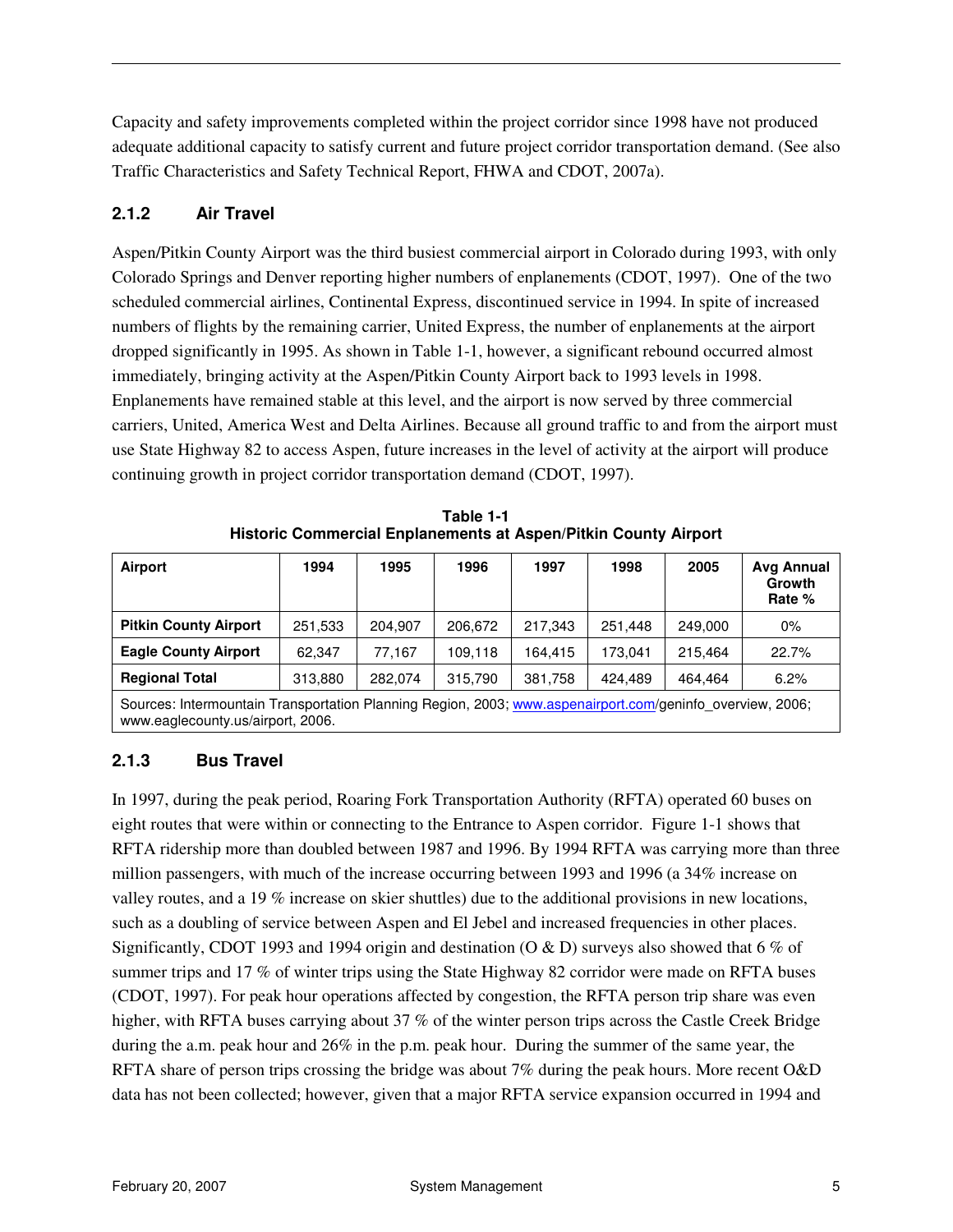Capacity and safety improvements completed within the project corridor since 1998 have not produced adequate additional capacity to satisfy current and future project corridor transportation demand. (See also Traffic Characteristics and Safety Technical Report, FHWA and CDOT, 2007a).

### 2.1.2 Air Travel

Aspen/Pitkin County Airport was the third busiest commercial airport in Colorado during 1993, with only Colorado Springs and Denver reporting higher numbers of enplanements (CDOT, 1997). One of the two scheduled commercial airlines, Continental Express, discontinued service in 1994. In spite of increased numbers of flights by the remaining carrier, United Express, the number of enplanements at the airport dropped significantly in 1995. As shown in Table 1-1, however, a significant rebound occurred almost immediately, bringing activity at the Aspen/Pitkin County Airport back to 1993 levels in 1998. Enplanements have remained stable at this level, and the airport is now served by three commercial carriers, United, America West and Delta Airlines. Because all ground traffic to and from the airport must use State Highway 82 to access Aspen, future increases in the level of activity at the airport will produce continuing growth in project corridor transportation demand (CDOT, 1997).

**Table 1-1**
**Historic Commercial Enplanements at Aspen/Pitkin County Airport**

| Airport | 1994 | 1995 | 1996 | 1997 | 1998 | 2005 | Avg Annual Growth Rate % |
|---|---|---|---|---|---|---|---|
| **Pitkin County Airport** | 251,533 | 204,907 | 206,672 | 217,343 | 251,448 | 249,000 | 0% |
| **Eagle County Airport** | 62,347 | 77,167 | 109,118 | 164,415 | 173,041 | 215,464 | 22.7% |
| **Regional Total** | 313,880 | 282,074 | 315,790 | 381,758 | 424,489 | 464,464 | 6.2% |

Sources: Intermountain Transportation Planning Region, 2003; www.aspenairport.com/geninfo_overview, 2006; www.eaglecounty.us/airport, 2006.

### 2.1.3 Bus Travel

In 1997, during the peak period, Roaring Fork Transportation Authority (RFTA) operated 60 buses on eight routes that were within or connecting to the Entrance to Aspen corridor. Figure 1-1 shows that RFTA ridership more than doubled between 1987 and 1996. By 1994 RFTA was carrying more than three million passengers, with much of the increase occurring between 1993 and 1996 (a 34% increase on valley routes, and a 19 % increase on skier shuttles) due to the additional provisions in new locations, such as a doubling of service between Aspen and El Jebel and increased frequencies in other places. Significantly, CDOT 1993 and 1994 origin and destination (O & D) surveys also showed that 6 % of summer trips and 17 % of winter trips using the State Highway 82 corridor were made on RFTA buses (CDOT, 1997). For peak hour operations affected by congestion, the RFTA person trip share was even higher, with RFTA buses carrying about 37 % of the winter person trips across the Castle Creek Bridge during the a.m. peak hour and 26% in the p.m. peak hour. During the summer of the same year, the RFTA share of person trips crossing the bridge was about 7% during the peak hours. More recent O&D data has not been collected; however, given that a major RFTA service expansion occurred in 1994 and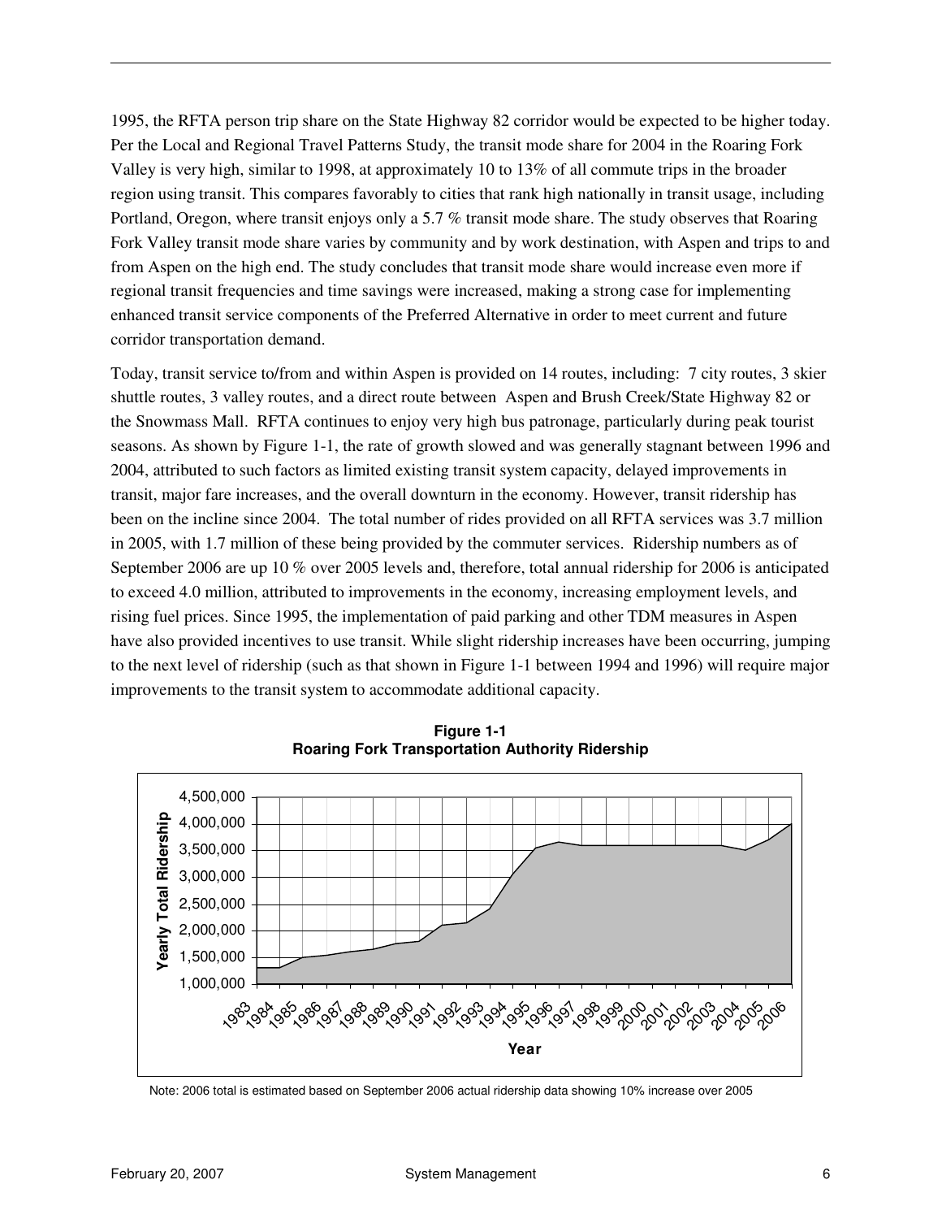1995, the RFTA person trip share on the State Highway 82 corridor would be expected to be higher today. Per the Local and Regional Travel Patterns Study, the transit mode share for 2004 in the Roaring Fork Valley is very high, similar to 1998, at approximately 10 to 13% of all commute trips in the broader region using transit. This compares favorably to cities that rank high nationally in transit usage, including Portland, Oregon, where transit enjoys only a 5.7 % transit mode share. The study observes that Roaring Fork Valley transit mode share varies by community and by work destination, with Aspen and trips to and from Aspen on the high end. The study concludes that transit mode share would increase even more if regional transit frequencies and time savings were increased, making a strong case for implementing enhanced transit service components of the Preferred Alternative in order to meet current and future corridor transportation demand.

Today, transit service to/from and within Aspen is provided on 14 routes, including: 7 city routes, 3 skier shuttle routes, 3 valley routes, and a direct route between Aspen and Brush Creek/State Highway 82 or the Snowmass Mall. RFTA continues to enjoy very high bus patronage, particularly during peak tourist seasons. As shown by Figure 1-1, the rate of growth slowed and was generally stagnant between 1996 and 2004, attributed to such factors as limited existing transit system capacity, delayed improvements in transit, major fare increases, and the overall downturn in the economy. However, transit ridership has been on the incline since 2004. The total number of rides provided on all RFTA services was 3.7 million in 2005, with 1.7 million of these being provided by the commuter services. Ridership numbers as of September 2006 are up 10 % over 2005 levels and, therefore, total annual ridership for 2006 is anticipated to exceed 4.0 million, attributed to improvements in the economy, increasing employment levels, and rising fuel prices. Since 1995, the implementation of paid parking and other TDM measures in Aspen have also provided incentives to use transit. While slight ridership increases have been occurring, jumping to the next level of ridership (such as that shown in Figure 1-1 between 1994 and 1996) will require major improvements to the transit system to accommodate additional capacity.

**Figure 1-1**
**Roaring Fork Transportation Authority Ridership**

Note: 2006 total is estimated based on September 2006 actual ridership data showing 10% increase over 2005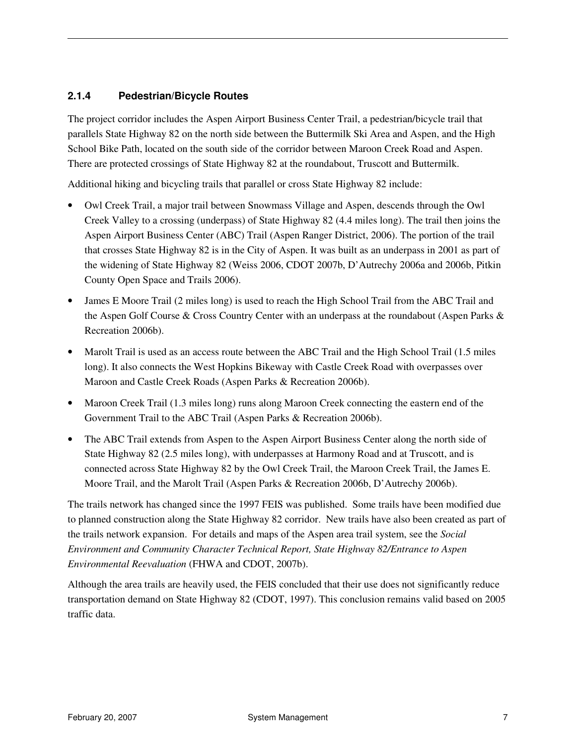### 2.1.4 Pedestrian/Bicycle Routes

The project corridor includes the Aspen Airport Business Center Trail, a pedestrian/bicycle trail that parallels State Highway 82 on the north side between the Buttermilk Ski Area and Aspen, and the High School Bike Path, located on the south side of the corridor between Maroon Creek Road and Aspen. There are protected crossings of State Highway 82 at the roundabout, Truscott and Buttermilk.

Additional hiking and bicycling trails that parallel or cross State Highway 82 include:

- Owl Creek Trail, a major trail between Snowmass Village and Aspen, descends through the Owl Creek Valley to a crossing (underpass) of State Highway 82 (4.4 miles long). The trail then joins the Aspen Airport Business Center (ABC) Trail (Aspen Ranger District, 2006). The portion of the trail that crosses State Highway 82 is in the City of Aspen. It was built as an underpass in 2001 as part of the widening of State Highway 82 (Weiss 2006, CDOT 2007b, D'Autrechy 2006a and 2006b, Pitkin County Open Space and Trails 2006).
- James E Moore Trail (2 miles long) is used to reach the High School Trail from the ABC Trail and the Aspen Golf Course & Cross Country Center with an underpass at the roundabout (Aspen Parks & Recreation 2006b).
- Marolt Trail is used as an access route between the ABC Trail and the High School Trail (1.5 miles long). It also connects the West Hopkins Bikeway with Castle Creek Road with overpasses over Maroon and Castle Creek Roads (Aspen Parks & Recreation 2006b).
- Maroon Creek Trail (1.3 miles long) runs along Maroon Creek connecting the eastern end of the Government Trail to the ABC Trail (Aspen Parks & Recreation 2006b).
- The ABC Trail extends from Aspen to the Aspen Airport Business Center along the north side of State Highway 82 (2.5 miles long), with underpasses at Harmony Road and at Truscott, and is connected across State Highway 82 by the Owl Creek Trail, the Maroon Creek Trail, the James E. Moore Trail, and the Marolt Trail (Aspen Parks & Recreation 2006b, D'Autrechy 2006b).

The trails network has changed since the 1997 FEIS was published. Some trails have been modified due to planned construction along the State Highway 82 corridor. New trails have also been created as part of the trails network expansion. For details and maps of the Aspen area trail system, see the *Social Environment and Community Character Technical Report, State Highway 82/Entrance to Aspen Environmental Reevaluation* (FHWA and CDOT, 2007b).

Although the area trails are heavily used, the FEIS concluded that their use does not significantly reduce transportation demand on State Highway 82 (CDOT, 1997). This conclusion remains valid based on 2005 traffic data.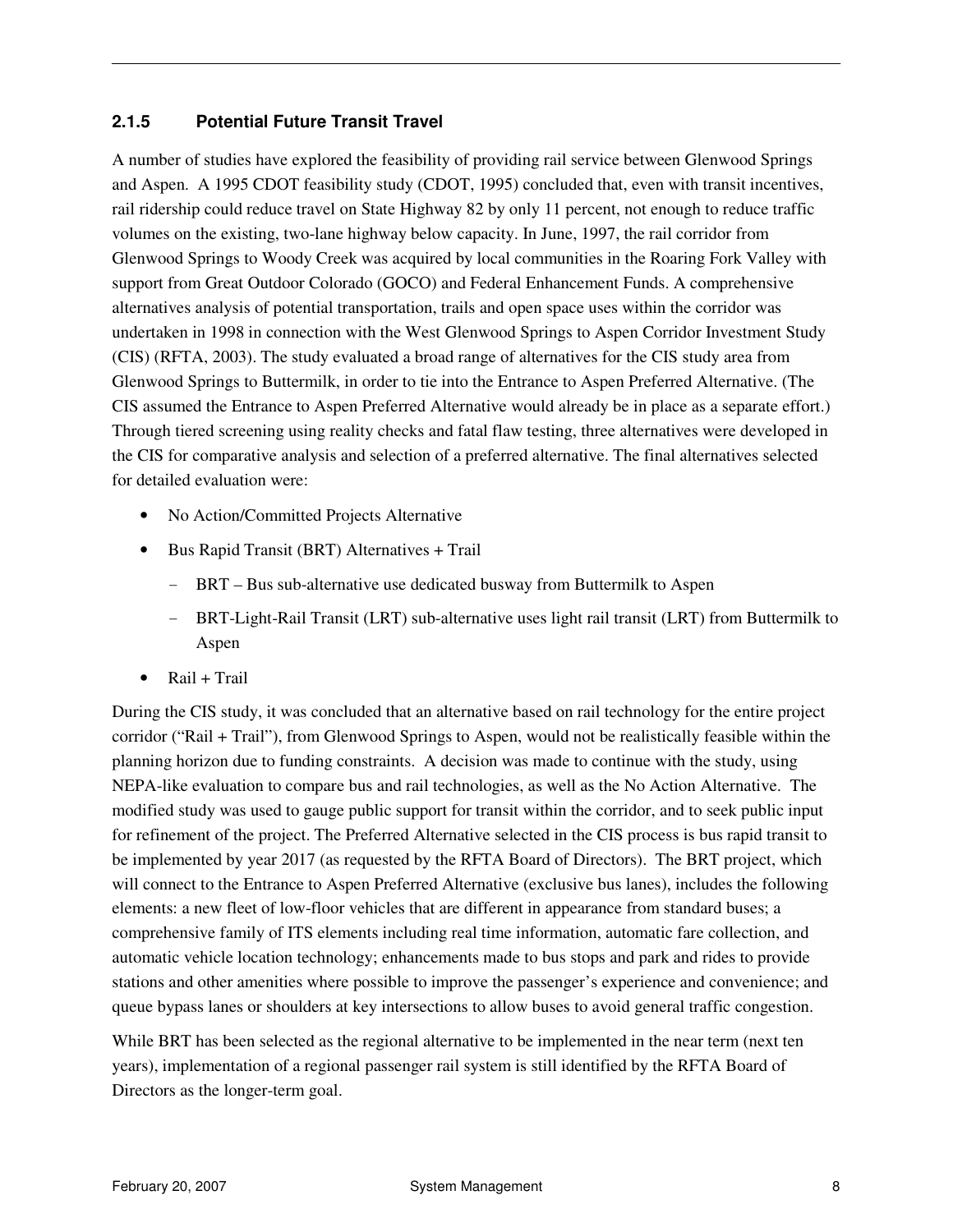### 2.1.5 Potential Future Transit Travel

A number of studies have explored the feasibility of providing rail service between Glenwood Springs and Aspen. A 1995 CDOT feasibility study (CDOT, 1995) concluded that, even with transit incentives, rail ridership could reduce travel on State Highway 82 by only 11 percent, not enough to reduce traffic volumes on the existing, two-lane highway below capacity. In June, 1997, the rail corridor from Glenwood Springs to Woody Creek was acquired by local communities in the Roaring Fork Valley with support from Great Outdoor Colorado (GOCO) and Federal Enhancement Funds. A comprehensive alternatives analysis of potential transportation, trails and open space uses within the corridor was undertaken in 1998 in connection with the West Glenwood Springs to Aspen Corridor Investment Study (CIS) (RFTA, 2003). The study evaluated a broad range of alternatives for the CIS study area from Glenwood Springs to Buttermilk, in order to tie into the Entrance to Aspen Preferred Alternative. (The CIS assumed the Entrance to Aspen Preferred Alternative would already be in place as a separate effort.) Through tiered screening using reality checks and fatal flaw testing, three alternatives were developed in the CIS for comparative analysis and selection of a preferred alternative. The final alternatives selected for detailed evaluation were:

- No Action/Committed Projects Alternative
- Bus Rapid Transit (BRT) Alternatives + Trail
  - BRT – Bus sub-alternative use dedicated busway from Buttermilk to Aspen
  - BRT-Light-Rail Transit (LRT) sub-alternative uses light rail transit (LRT) from Buttermilk to Aspen
- Rail + Trail

During the CIS study, it was concluded that an alternative based on rail technology for the entire project corridor ("Rail + Trail"), from Glenwood Springs to Aspen, would not be realistically feasible within the planning horizon due to funding constraints. A decision was made to continue with the study, using NEPA-like evaluation to compare bus and rail technologies, as well as the No Action Alternative. The modified study was used to gauge public support for transit within the corridor, and to seek public input for refinement of the project. The Preferred Alternative selected in the CIS process is bus rapid transit to be implemented by year 2017 (as requested by the RFTA Board of Directors). The BRT project, which will connect to the Entrance to Aspen Preferred Alternative (exclusive bus lanes), includes the following elements: a new fleet of low-floor vehicles that are different in appearance from standard buses; a comprehensive family of ITS elements including real time information, automatic fare collection, and automatic vehicle location technology; enhancements made to bus stops and park and rides to provide stations and other amenities where possible to improve the passenger's experience and convenience; and queue bypass lanes or shoulders at key intersections to allow buses to avoid general traffic congestion.

While BRT has been selected as the regional alternative to be implemented in the near term (next ten years), implementation of a regional passenger rail system is still identified by the RFTA Board of Directors as the longer-term goal.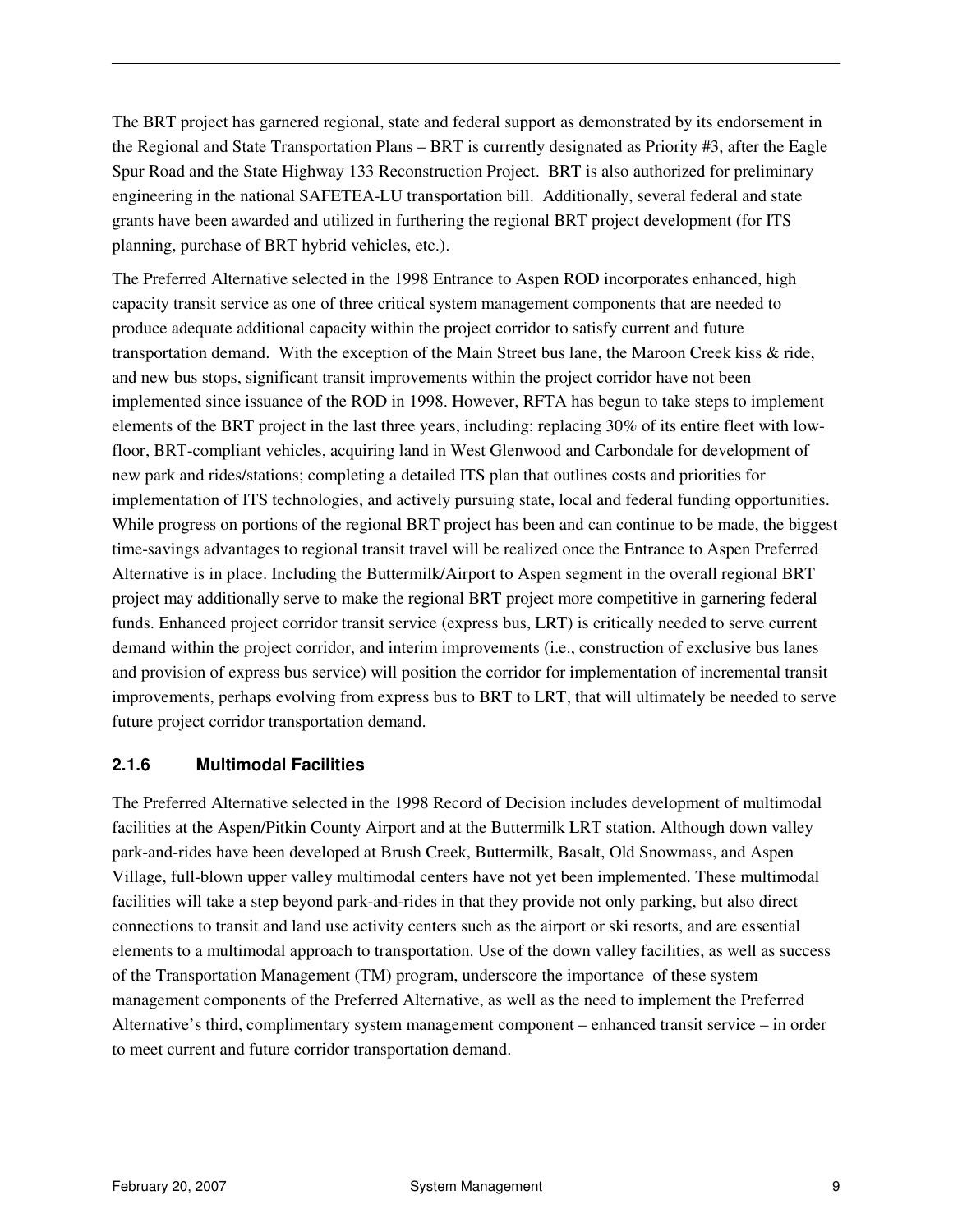The BRT project has garnered regional, state and federal support as demonstrated by its endorsement in the Regional and State Transportation Plans – BRT is currently designated as Priority #3, after the Eagle Spur Road and the State Highway 133 Reconstruction Project. BRT is also authorized for preliminary engineering in the national SAFETEA-LU transportation bill. Additionally, several federal and state grants have been awarded and utilized in furthering the regional BRT project development (for ITS planning, purchase of BRT hybrid vehicles, etc.).

The Preferred Alternative selected in the 1998 Entrance to Aspen ROD incorporates enhanced, high capacity transit service as one of three critical system management components that are needed to produce adequate additional capacity within the project corridor to satisfy current and future transportation demand. With the exception of the Main Street bus lane, the Maroon Creek kiss & ride, and new bus stops, significant transit improvements within the project corridor have not been implemented since issuance of the ROD in 1998. However, RFTA has begun to take steps to implement elements of the BRT project in the last three years, including: replacing 30% of its entire fleet with low-floor, BRT-compliant vehicles, acquiring land in West Glenwood and Carbondale for development of new park and rides/stations; completing a detailed ITS plan that outlines costs and priorities for implementation of ITS technologies, and actively pursuing state, local and federal funding opportunities. While progress on portions of the regional BRT project has been and can continue to be made, the biggest time-savings advantages to regional transit travel will be realized once the Entrance to Aspen Preferred Alternative is in place. Including the Buttermilk/Airport to Aspen segment in the overall regional BRT project may additionally serve to make the regional BRT project more competitive in garnering federal funds. Enhanced project corridor transit service (express bus, LRT) is critically needed to serve current demand within the project corridor, and interim improvements (i.e., construction of exclusive bus lanes and provision of express bus service) will position the corridor for implementation of incremental transit improvements, perhaps evolving from express bus to BRT to LRT, that will ultimately be needed to serve future project corridor transportation demand.

### 2.1.6 Multimodal Facilities

The Preferred Alternative selected in the 1998 Record of Decision includes development of multimodal facilities at the Aspen/Pitkin County Airport and at the Buttermilk LRT station. Although down valley park-and-rides have been developed at Brush Creek, Buttermilk, Basalt, Old Snowmass, and Aspen Village, full-blown upper valley multimodal centers have not yet been implemented. These multimodal facilities will take a step beyond park-and-rides in that they provide not only parking, but also direct connections to transit and land use activity centers such as the airport or ski resorts, and are essential elements to a multimodal approach to transportation. Use of the down valley facilities, as well as success of the Transportation Management (TM) program, underscore the importance of these system management components of the Preferred Alternative, as well as the need to implement the Preferred Alternative's third, complimentary system management component – enhanced transit service – in order to meet current and future corridor transportation demand.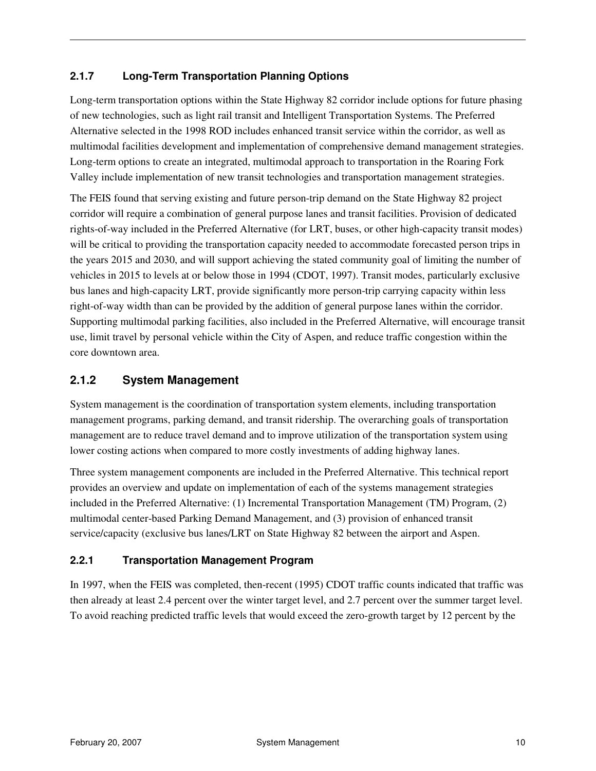### 2.1.7 Long-Term Transportation Planning Options

Long-term transportation options within the State Highway 82 corridor include options for future phasing of new technologies, such as light rail transit and Intelligent Transportation Systems. The Preferred Alternative selected in the 1998 ROD includes enhanced transit service within the corridor, as well as multimodal facilities development and implementation of comprehensive demand management strategies. Long-term options to create an integrated, multimodal approach to transportation in the Roaring Fork Valley include implementation of new transit technologies and transportation management strategies.

The FEIS found that serving existing and future person-trip demand on the State Highway 82 project corridor will require a combination of general purpose lanes and transit facilities. Provision of dedicated rights-of-way included in the Preferred Alternative (for LRT, buses, or other high-capacity transit modes) will be critical to providing the transportation capacity needed to accommodate forecasted person trips in the years 2015 and 2030, and will support achieving the stated community goal of limiting the number of vehicles in 2015 to levels at or below those in 1994 (CDOT, 1997). Transit modes, particularly exclusive bus lanes and high-capacity LRT, provide significantly more person-trip carrying capacity within less right-of-way width than can be provided by the addition of general purpose lanes within the corridor. Supporting multimodal parking facilities, also included in the Preferred Alternative, will encourage transit use, limit travel by personal vehicle within the City of Aspen, and reduce traffic congestion within the core downtown area.

## 2.1.2 System Management

System management is the coordination of transportation system elements, including transportation management programs, parking demand, and transit ridership. The overarching goals of transportation management are to reduce travel demand and to improve utilization of the transportation system using lower costing actions when compared to more costly investments of adding highway lanes.

Three system management components are included in the Preferred Alternative. This technical report provides an overview and update on implementation of each of the systems management strategies included in the Preferred Alternative: (1) Incremental Transportation Management (TM) Program, (2) multimodal center-based Parking Demand Management, and (3) provision of enhanced transit service/capacity (exclusive bus lanes/LRT on State Highway 82 between the airport and Aspen.

### 2.2.1 Transportation Management Program

In 1997, when the FEIS was completed, then-recent (1995) CDOT traffic counts indicated that traffic was then already at least 2.4 percent over the winter target level, and 2.7 percent over the summer target level. To avoid reaching predicted traffic levels that would exceed the zero-growth target by 12 percent by the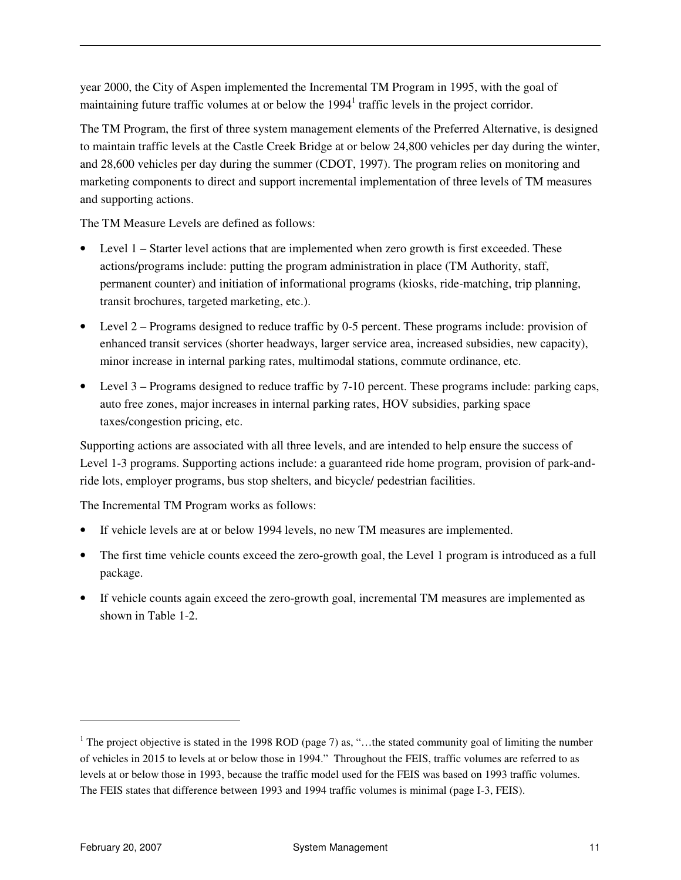year 2000, the City of Aspen implemented the Incremental TM Program in 1995, with the goal of maintaining future traffic volumes at or below the 1994[1] traffic levels in the project corridor.

The TM Program, the first of three system management elements of the Preferred Alternative, is designed to maintain traffic levels at the Castle Creek Bridge at or below 24,800 vehicles per day during the winter, and 28,600 vehicles per day during the summer (CDOT, 1997). The program relies on monitoring and marketing components to direct and support incremental implementation of three levels of TM measures and supporting actions.

The TM Measure Levels are defined as follows:

- Level 1 – Starter level actions that are implemented when zero growth is first exceeded. These actions/programs include: putting the program administration in place (TM Authority, staff, permanent counter) and initiation of informational programs (kiosks, ride-matching, trip planning, transit brochures, targeted marketing, etc.).
- Level 2 – Programs designed to reduce traffic by 0-5 percent. These programs include: provision of enhanced transit services (shorter headways, larger service area, increased subsidies, new capacity), minor increase in internal parking rates, multimodal stations, commute ordinance, etc.
- Level 3 – Programs designed to reduce traffic by 7-10 percent. These programs include: parking caps, auto free zones, major increases in internal parking rates, HOV subsidies, parking space taxes/congestion pricing, etc.

Supporting actions are associated with all three levels, and are intended to help ensure the success of Level 1-3 programs. Supporting actions include: a guaranteed ride home program, provision of park-and-ride lots, employer programs, bus stop shelters, and bicycle/ pedestrian facilities.

The Incremental TM Program works as follows:

- If vehicle levels are at or below 1994 levels, no new TM measures are implemented.
- The first time vehicle counts exceed the zero-growth goal, the Level 1 program is introduced as a full package.
- If vehicle counts again exceed the zero-growth goal, incremental TM measures are implemented as shown in Table 1-2.

---

[1] The project objective is stated in the 1998 ROD (page 7) as, "…the stated community goal of limiting the number of vehicles in 2015 to levels at or below those in 1994." Throughout the FEIS, traffic volumes are referred to as levels at or below those in 1993, because the traffic model used for the FEIS was based on 1993 traffic volumes. The FEIS states that difference between 1993 and 1994 traffic volumes is minimal (page I-3, FEIS).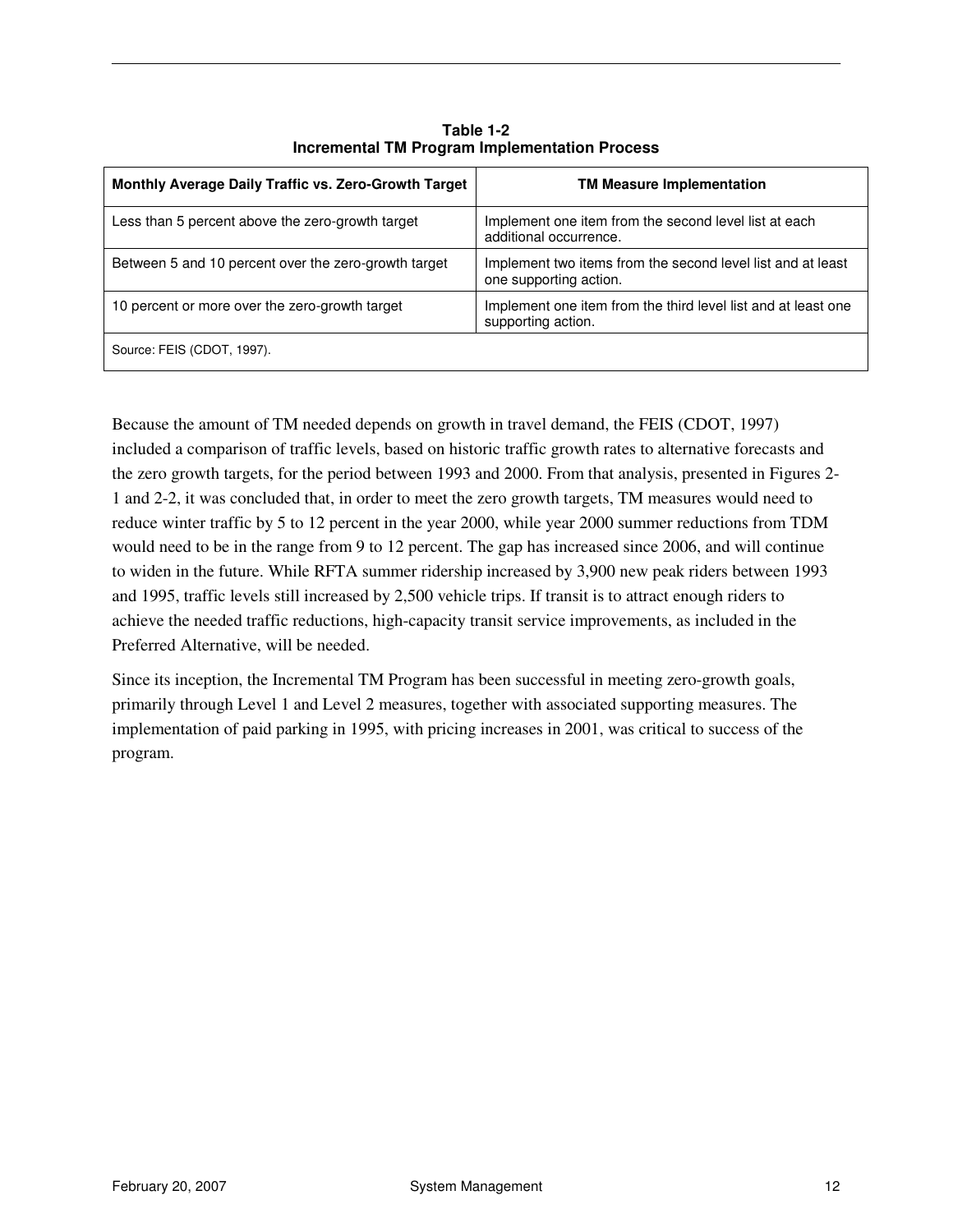**Table 1-2**
**Incremental TM Program Implementation Process**

| Monthly Average Daily Traffic vs. Zero-Growth Target | TM Measure Implementation |
|---|---|
| Less than 5 percent above the zero-growth target | Implement one item from the second level list at each additional occurrence. |
| Between 5 and 10 percent over the zero-growth target | Implement two items from the second level list and at least one supporting action. |
| 10 percent or more over the zero-growth target | Implement one item from the third level list and at least one supporting action. |
| Source: FEIS (CDOT, 1997). | |

Because the amount of TM needed depends on growth in travel demand, the FEIS (CDOT, 1997) included a comparison of traffic levels, based on historic traffic growth rates to alternative forecasts and the zero growth targets, for the period between 1993 and 2000. From that analysis, presented in Figures 2-1 and 2-2, it was concluded that, in order to meet the zero growth targets, TM measures would need to reduce winter traffic by 5 to 12 percent in the year 2000, while year 2000 summer reductions from TDM would need to be in the range from 9 to 12 percent. The gap has increased since 2006, and will continue to widen in the future. While RFTA summer ridership increased by 3,900 new peak riders between 1993 and 1995, traffic levels still increased by 2,500 vehicle trips. If transit is to attract enough riders to achieve the needed traffic reductions, high-capacity transit service improvements, as included in the Preferred Alternative, will be needed.

Since its inception, the Incremental TM Program has been successful in meeting zero-growth goals, primarily through Level 1 and Level 2 measures, together with associated supporting measures. The implementation of paid parking in 1995, with pricing increases in 2001, was critical to success of the program.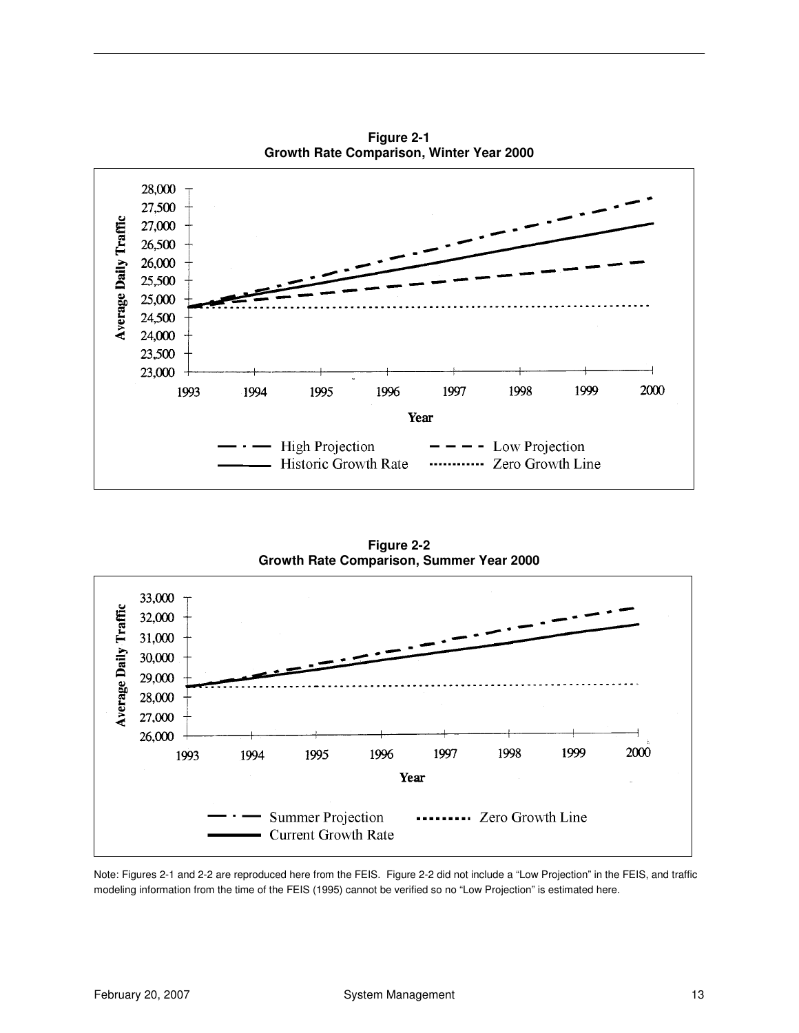**Figure 2-1**
**Growth Rate Comparison, Winter Year 2000**

**Figure 2-2**
**Growth Rate Comparison, Summer Year 2000**

Note: Figures 2-1 and 2-2 are reproduced here from the FEIS. Figure 2-2 did not include a "Low Projection" in the FEIS, and traffic modeling information from the time of the FEIS (1995) cannot be verified so no "Low Projection" is estimated here.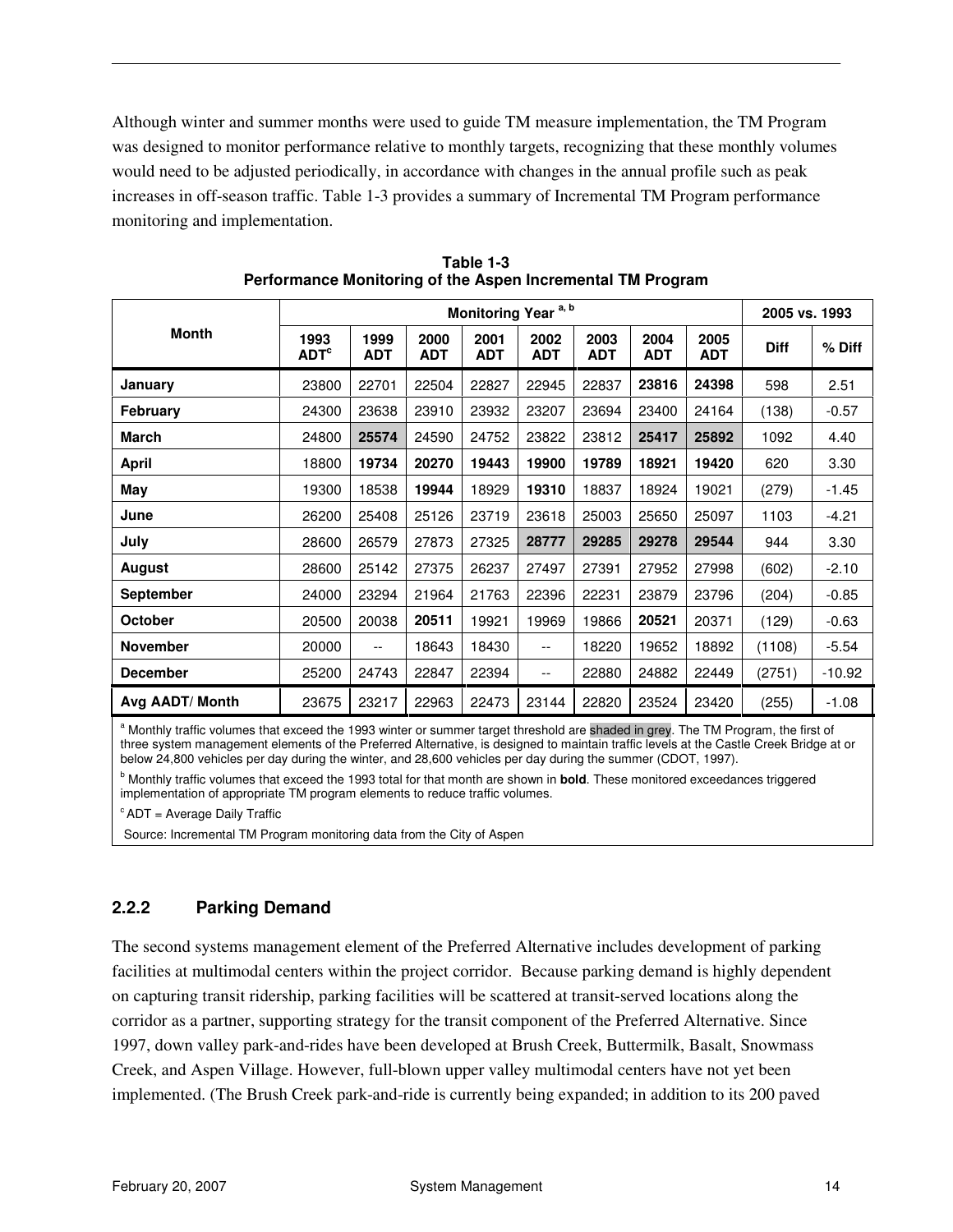Although winter and summer months were used to guide TM measure implementation, the TM Program was designed to monitor performance relative to monthly targets, recognizing that these monthly volumes would need to be adjusted periodically, in accordance with changes in the annual profile such as peak increases in off-season traffic. Table 1-3 provides a summary of Incremental TM Program performance monitoring and implementation.

**Table 1-3**
**Performance Monitoring of the Aspen Incremental TM Program**

| Month | Monitoring Year [a, b] | | | | | | | | 2005 vs. 1993 | |
|---|---|---|---|---|---|---|---|---|---|---|
| | 1993 ADT[c] | 1999 ADT | 2000 ADT | 2001 ADT | 2002 ADT | 2003 ADT | 2004 ADT | 2005 ADT | Diff | % Diff |
| **January** | 23800 | 22701 | 22504 | 22827 | 22945 | 22837 | **23816** | **24398** | 598 | 2.51 |
| **February** | 24300 | 23638 | 23910 | 23932 | 23207 | 23694 | 23400 | 24164 | (138) | -0.57 |
| **March** | 24800 | **25574** | 24590 | 24752 | 23822 | 23812 | **25417** | **25892** | 1092 | 4.40 |
| **April** | 18800 | **19734** | **20270** | **19443** | **19900** | **19789** | **18921** | **19420** | 620 | 3.30 |
| **May** | 19300 | 18538 | **19944** | 18929 | **19310** | 18837 | 18924 | 19021 | (279) | -1.45 |
| **June** | 26200 | 25408 | 25126 | 23719 | 23618 | 25003 | 25650 | 25097 | 1103 | -4.21 |
| **July** | 28600 | 26579 | 27873 | 27325 | **28777** | **29285** | **29278** | **29544** | 944 | 3.30 |
| **August** | 28600 | 25142 | 27375 | 26237 | 27497 | 27391 | 27952 | 27998 | (602) | -2.10 |
| **September** | 24000 | 23294 | 21964 | 21763 | 22396 | 22231 | 23879 | 23796 | (204) | -0.85 |
| **October** | 20500 | 20038 | **20511** | 19921 | 19969 | 19866 | **20521** | 20371 | (129) | -0.63 |
| **November** | 20000 | -- | 18643 | 18430 | -- | 18220 | 19652 | 18892 | (1108) | -5.54 |
| **December** | 25200 | 24743 | 22847 | 22394 | -- | 22880 | 24882 | 22449 | (2751) | -10.92 |
| **Avg AADT/ Month** | 23675 | 23217 | 22963 | 22473 | 23144 | 22820 | 23524 | 23420 | (255) | -1.08 |

[a] Monthly traffic volumes that exceed the 1993 winter or summer target threshold are shaded in grey. The TM Program, the first of three system management elements of the Preferred Alternative, is designed to maintain traffic levels at the Castle Creek Bridge at or below 24,800 vehicles per day during the winter, and 28,600 vehicles per day during the summer (CDOT, 1997).

[b] Monthly traffic volumes that exceed the 1993 total for that month are shown in **bold**. These monitored exceedances triggered implementation of appropriate TM program elements to reduce traffic volumes.

[c] ADT = Average Daily Traffic

Source: Incremental TM Program monitoring data from the City of Aspen

### 2.2.2 Parking Demand

The second systems management element of the Preferred Alternative includes development of parking facilities at multimodal centers within the project corridor. Because parking demand is highly dependent on capturing transit ridership, parking facilities will be scattered at transit-served locations along the corridor as a partner, supporting strategy for the transit component of the Preferred Alternative. Since 1997, down valley park-and-rides have been developed at Brush Creek, Buttermilk, Basalt, Snowmass Creek, and Aspen Village. However, full-blown upper valley multimodal centers have not yet been implemented. (The Brush Creek park-and-ride is currently being expanded; in addition to its 200 paved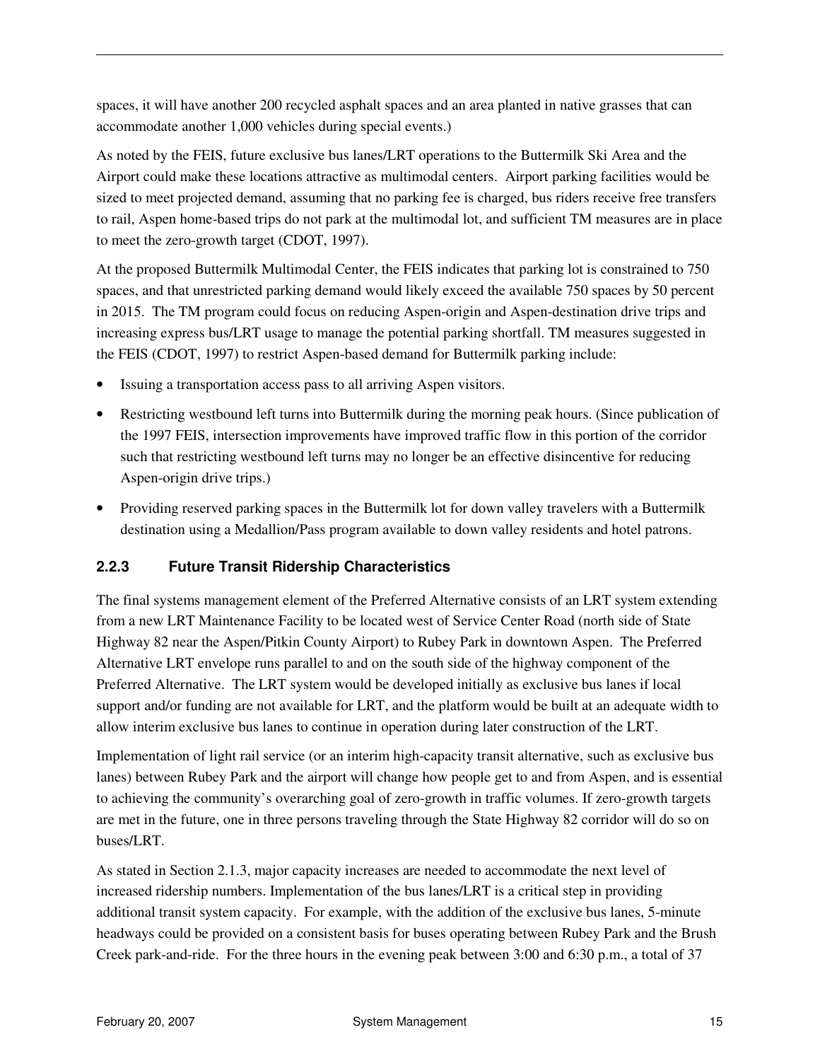spaces, it will have another 200 recycled asphalt spaces and an area planted in native grasses that can accommodate another 1,000 vehicles during special events.)

As noted by the FEIS, future exclusive bus lanes/LRT operations to the Buttermilk Ski Area and the Airport could make these locations attractive as multimodal centers. Airport parking facilities would be sized to meet projected demand, assuming that no parking fee is charged, bus riders receive free transfers to rail, Aspen home-based trips do not park at the multimodal lot, and sufficient TM measures are in place to meet the zero-growth target (CDOT, 1997).

At the proposed Buttermilk Multimodal Center, the FEIS indicates that parking lot is constrained to 750 spaces, and that unrestricted parking demand would likely exceed the available 750 spaces by 50 percent in 2015. The TM program could focus on reducing Aspen-origin and Aspen-destination drive trips and increasing express bus/LRT usage to manage the potential parking shortfall. TM measures suggested in the FEIS (CDOT, 1997) to restrict Aspen-based demand for Buttermilk parking include:

- Issuing a transportation access pass to all arriving Aspen visitors.
- Restricting westbound left turns into Buttermilk during the morning peak hours. (Since publication of the 1997 FEIS, intersection improvements have improved traffic flow in this portion of the corridor such that restricting westbound left turns may no longer be an effective disincentive for reducing Aspen-origin drive trips.)
- Providing reserved parking spaces in the Buttermilk lot for down valley travelers with a Buttermilk destination using a Medallion/Pass program available to down valley residents and hotel patrons.

### 2.2.3 Future Transit Ridership Characteristics

The final systems management element of the Preferred Alternative consists of an LRT system extending from a new LRT Maintenance Facility to be located west of Service Center Road (north side of State Highway 82 near the Aspen/Pitkin County Airport) to Rubey Park in downtown Aspen. The Preferred Alternative LRT envelope runs parallel to and on the south side of the highway component of the Preferred Alternative. The LRT system would be developed initially as exclusive bus lanes if local support and/or funding are not available for LRT, and the platform would be built at an adequate width to allow interim exclusive bus lanes to continue in operation during later construction of the LRT.

Implementation of light rail service (or an interim high-capacity transit alternative, such as exclusive bus lanes) between Rubey Park and the airport will change how people get to and from Aspen, and is essential to achieving the community's overarching goal of zero-growth in traffic volumes. If zero-growth targets are met in the future, one in three persons traveling through the State Highway 82 corridor will do so on buses/LRT.

As stated in Section 2.1.3, major capacity increases are needed to accommodate the next level of increased ridership numbers. Implementation of the bus lanes/LRT is a critical step in providing additional transit system capacity. For example, with the addition of the exclusive bus lanes, 5-minute headways could be provided on a consistent basis for buses operating between Rubey Park and the Brush Creek park-and-ride. For the three hours in the evening peak between 3:00 and 6:30 p.m., a total of 37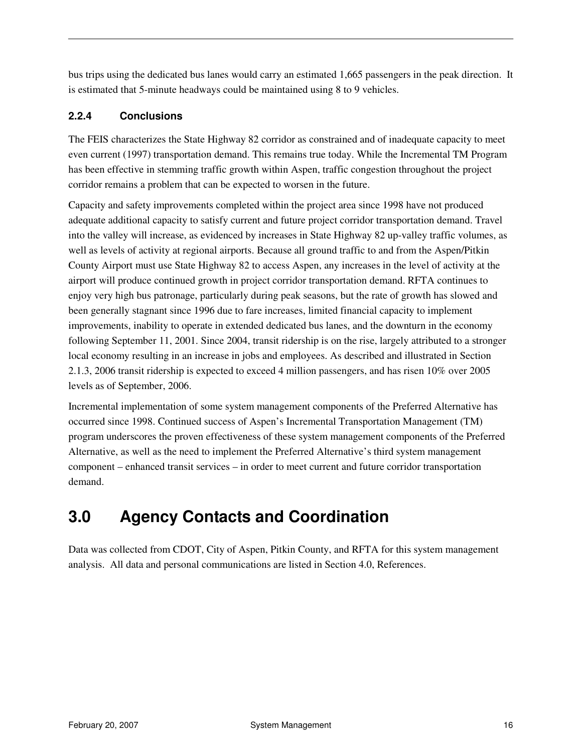bus trips using the dedicated bus lanes would carry an estimated 1,665 passengers in the peak direction. It is estimated that 5-minute headways could be maintained using 8 to 9 vehicles.

### 2.2.4 Conclusions

The FEIS characterizes the State Highway 82 corridor as constrained and of inadequate capacity to meet even current (1997) transportation demand. This remains true today. While the Incremental TM Program has been effective in stemming traffic growth within Aspen, traffic congestion throughout the project corridor remains a problem that can be expected to worsen in the future.

Capacity and safety improvements completed within the project area since 1998 have not produced adequate additional capacity to satisfy current and future project corridor transportation demand. Travel into the valley will increase, as evidenced by increases in State Highway 82 up-valley traffic volumes, as well as levels of activity at regional airports. Because all ground traffic to and from the Aspen/Pitkin County Airport must use State Highway 82 to access Aspen, any increases in the level of activity at the airport will produce continued growth in project corridor transportation demand. RFTA continues to enjoy very high bus patronage, particularly during peak seasons, but the rate of growth has slowed and been generally stagnant since 1996 due to fare increases, limited financial capacity to implement improvements, inability to operate in extended dedicated bus lanes, and the downturn in the economy following September 11, 2001. Since 2004, transit ridership is on the rise, largely attributed to a stronger local economy resulting in an increase in jobs and employees. As described and illustrated in Section 2.1.3, 2006 transit ridership is expected to exceed 4 million passengers, and has risen 10% over 2005 levels as of September, 2006.

Incremental implementation of some system management components of the Preferred Alternative has occurred since 1998. Continued success of Aspen's Incremental Transportation Management (TM) program underscores the proven effectiveness of these system management components of the Preferred Alternative, as well as the need to implement the Preferred Alternative's third system management component – enhanced transit services – in order to meet current and future corridor transportation demand.

# 3.0 Agency Contacts and Coordination

Data was collected from CDOT, City of Aspen, Pitkin County, and RFTA for this system management analysis. All data and personal communications are listed in Section 4.0, References.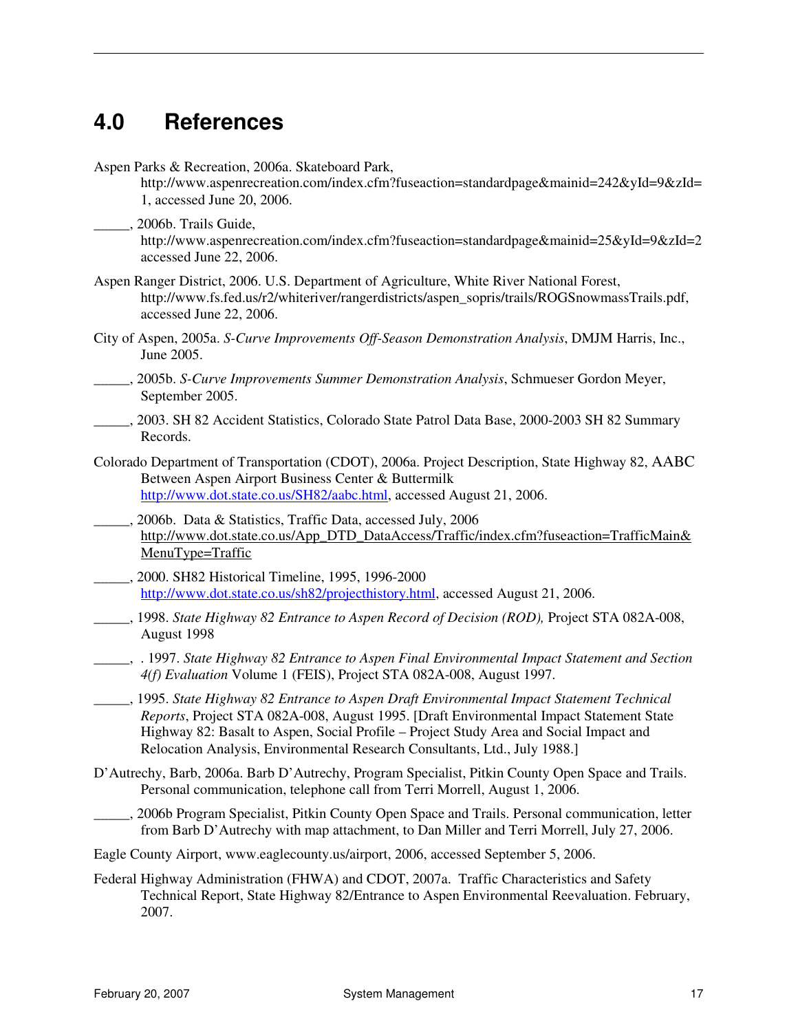# 4.0 References

Aspen Parks & Recreation, 2006a. Skateboard Park, http://www.aspenrecreation.com/index.cfm?fuseaction=standardpage&mainid=242&yId=9&zId=1, accessed June 20, 2006.

_____, 2006b. Trails Guide, http://www.aspenrecreation.com/index.cfm?fuseaction=standardpage&mainid=25&yId=9&zId=2 accessed June 22, 2006.

Aspen Ranger District, 2006. U.S. Department of Agriculture, White River National Forest, http://www.fs.fed.us/r2/whiteriver/rangerdistricts/aspen_sopris/trails/ROGSnowmassTrails.pdf, accessed June 22, 2006.

City of Aspen, 2005a. *S-Curve Improvements Off-Season Demonstration Analysis*, DMJM Harris, Inc., June 2005.

_____, 2005b. *S-Curve Improvements Summer Demonstration Analysis*, Schmueser Gordon Meyer, September 2005.

_____, 2003. SH 82 Accident Statistics, Colorado State Patrol Data Base, 2000-2003 SH 82 Summary Records.

Colorado Department of Transportation (CDOT), 2006a. Project Description, State Highway 82, AABC Between Aspen Airport Business Center & Buttermilk http://www.dot.state.co.us/SH82/aabc.html, accessed August 21, 2006.

_____, 2006b. Data & Statistics, Traffic Data, accessed July, 2006 http://www.dot.state.co.us/App_DTD_DataAccess/Traffic/index.cfm?fuseaction=TrafficMain&MenuType=Traffic

_____, 2000. SH82 Historical Timeline, 1995, 1996-2000 http://www.dot.state.co.us/sh82/projecthistory.html, accessed August 21, 2006.

_____, 1998. *State Highway 82 Entrance to Aspen Record of Decision (ROD),* Project STA 082A-008, August 1998

_____, . 1997. *State Highway 82 Entrance to Aspen Final Environmental Impact Statement and Section 4(f) Evaluation* Volume 1 (FEIS), Project STA 082A-008, August 1997.

_____, 1995. *State Highway 82 Entrance to Aspen Draft Environmental Impact Statement Technical Reports*, Project STA 082A-008, August 1995. [Draft Environmental Impact Statement State Highway 82: Basalt to Aspen, Social Profile – Project Study Area and Social Impact and Relocation Analysis, Environmental Research Consultants, Ltd., July 1988.]

D'Autrechy, Barb, 2006a. Barb D'Autrechy, Program Specialist, Pitkin County Open Space and Trails. Personal communication, telephone call from Terri Morrell, August 1, 2006.

_____, 2006b Program Specialist, Pitkin County Open Space and Trails. Personal communication, letter from Barb D'Autrechy with map attachment, to Dan Miller and Terri Morrell, July 27, 2006.

Eagle County Airport, www.eaglecounty.us/airport, 2006, accessed September 5, 2006.

Federal Highway Administration (FHWA) and CDOT, 2007a. Traffic Characteristics and Safety Technical Report, State Highway 82/Entrance to Aspen Environmental Reevaluation. February, 2007.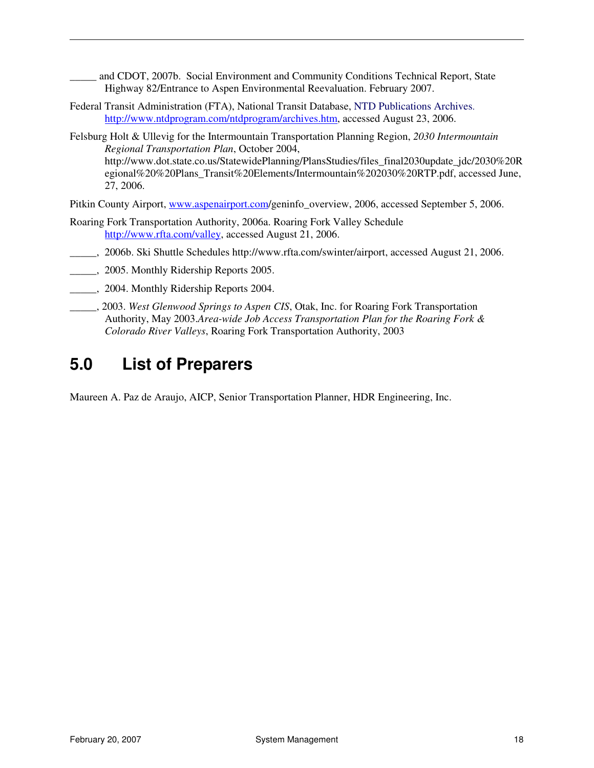_____ and CDOT, 2007b. Social Environment and Community Conditions Technical Report, State Highway 82/Entrance to Aspen Environmental Reevaluation. February 2007.

Federal Transit Administration (FTA), National Transit Database, NTD Publications Archives. http://www.ntdprogram.com/ntdprogram/archives.htm, accessed August 23, 2006.

Felsburg Holt & Ullevig for the Intermountain Transportation Planning Region, *2030 Intermountain Regional Transportation Plan*, October 2004, http://www.dot.state.co.us/StatewidePlanning/PlansStudies/files_final2030update_jdc/2030%20Regional%20%20Plans_Transit%20Elements/Intermountain%202030%20RTP.pdf, accessed June, 27, 2006.

Pitkin County Airport, www.aspenairport.com/geninfo_overview, 2006, accessed September 5, 2006.

Roaring Fork Transportation Authority, 2006a. Roaring Fork Valley Schedule http://www.rfta.com/valley, accessed August 21, 2006.

_____, 2006b. Ski Shuttle Schedules http://www.rfta.com/swinter/airport, accessed August 21, 2006.

_____, 2005. Monthly Ridership Reports 2005.

_____, 2004. Monthly Ridership Reports 2004.

_____, 2003. *West Glenwood Springs to Aspen CIS*, Otak, Inc. for Roaring Fork Transportation Authority, May 2003.*Area-wide Job Access Transportation Plan for the Roaring Fork & Colorado River Valleys*, Roaring Fork Transportation Authority, 2003

# 5.0 List of Preparers

Maureen A. Paz de Araujo, AICP, Senior Transportation Planner, HDR Engineering, Inc.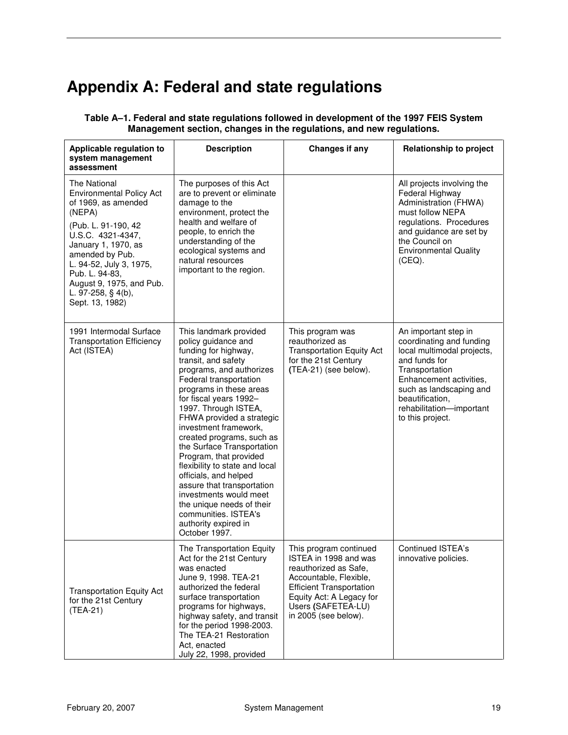# Appendix A: Federal and state regulations

**Table A–1. Federal and state regulations followed in development of the 1997 FEIS System Management section, changes in the regulations, and new regulations.**

| Applicable regulation to system management assessment | Description | Changes if any | Relationship to project |
|---|---|---|---|
| The National Environmental Policy Act of 1969, as amended (NEPA)<br><br>(Pub. L. 91-190, 42 U.S.C. 4321-4347, January 1, 1970, as amended by Pub. L. 94-52, July 3, 1975, Pub. L. 94-83, August 9, 1975, and Pub. L. 97-258, § 4(b), Sept. 13, 1982) | The purposes of this Act are to prevent or eliminate damage to the environment, protect the health and welfare of people, to enrich the understanding of the ecological systems and natural resources important to the region. | | All projects involving the Federal Highway Administration (FHWA) must follow NEPA regulations. Procedures and guidance are set by the Council on Environmental Quality (CEQ). |
| 1991 Intermodal Surface Transportation Efficiency Act (ISTEA) | This landmark provided policy guidance and funding for highway, transit, and safety programs, and authorizes Federal transportation programs in these areas for fiscal years 1992–1997. Through ISTEA, FHWA provided a strategic investment framework, created programs, such as the Surface Transportation Program, that provided flexibility to state and local officials, and helped assure that transportation investments would meet the unique needs of their communities. ISTEA's authority expired in October 1997. | This program was reauthorized as Transportation Equity Act for the 21st Century (TEA-21) (see below). | An important step in coordinating and funding local multimodal projects, and funds for Transportation Enhancement activities, such as landscaping and beautification, rehabilitation—important to this project. |
| Transportation Equity Act for the 21st Century (TEA-21) | The Transportation Equity Act for the 21st Century was enacted June 9, 1998. TEA-21 authorized the federal surface transportation programs for highways, highway safety, and transit for the period 1998-2003. The TEA-21 Restoration Act, enacted July 22, 1998, provided | This program continued ISTEA in 1998 and was reauthorized as Safe, Accountable, Flexible, Efficient Transportation Equity Act: A Legacy for Users (SAFETEA-LU) in 2005 (see below). | Continued ISTEA's innovative policies. |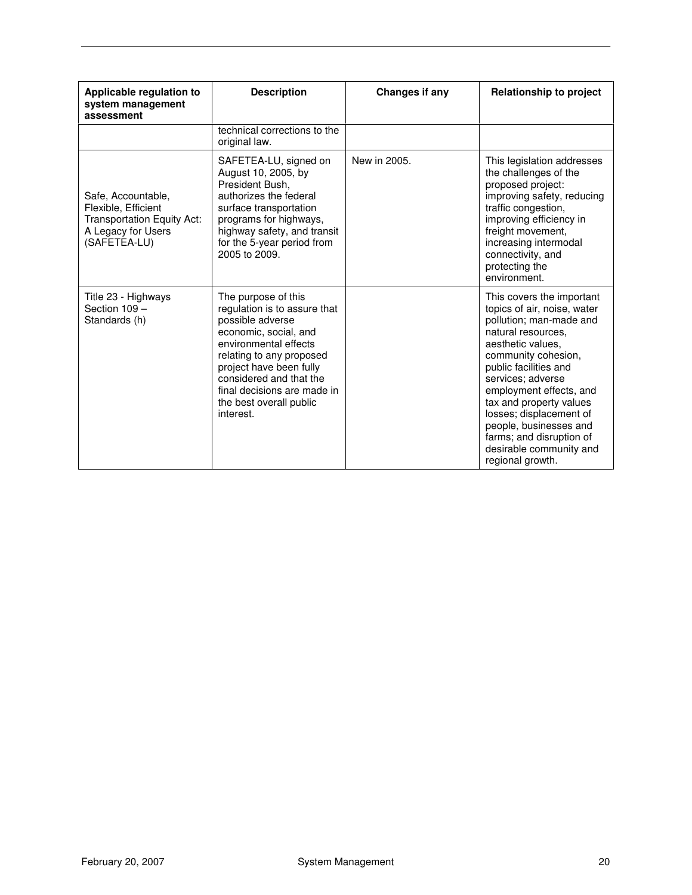| Applicable regulation to system management assessment | Description | Changes if any | Relationship to project |
|---|---|---|---|
| | technical corrections to the original law. | | |
| Safe, Accountable, Flexible, Efficient Transportation Equity Act: A Legacy for Users (SAFETEA-LU) | SAFETEA-LU, signed on August 10, 2005, by President Bush, authorizes the federal surface transportation programs for highways, highway safety, and transit for the 5-year period from 2005 to 2009. | New in 2005. | This legislation addresses the challenges of the proposed project: improving safety, reducing traffic congestion, improving efficiency in freight movement, increasing intermodal connectivity, and protecting the environment. |
| Title 23 - Highways Section 109 – Standards (h) | The purpose of this regulation is to assure that possible adverse economic, social, and environmental effects relating to any proposed project have been fully considered and that the final decisions are made in the best overall public interest. | | This covers the important topics of air, noise, water pollution; man-made and natural resources, aesthetic values, community cohesion, public facilities and services; adverse employment effects, and tax and property values losses; displacement of people, businesses and farms; and disruption of desirable community and regional growth. |